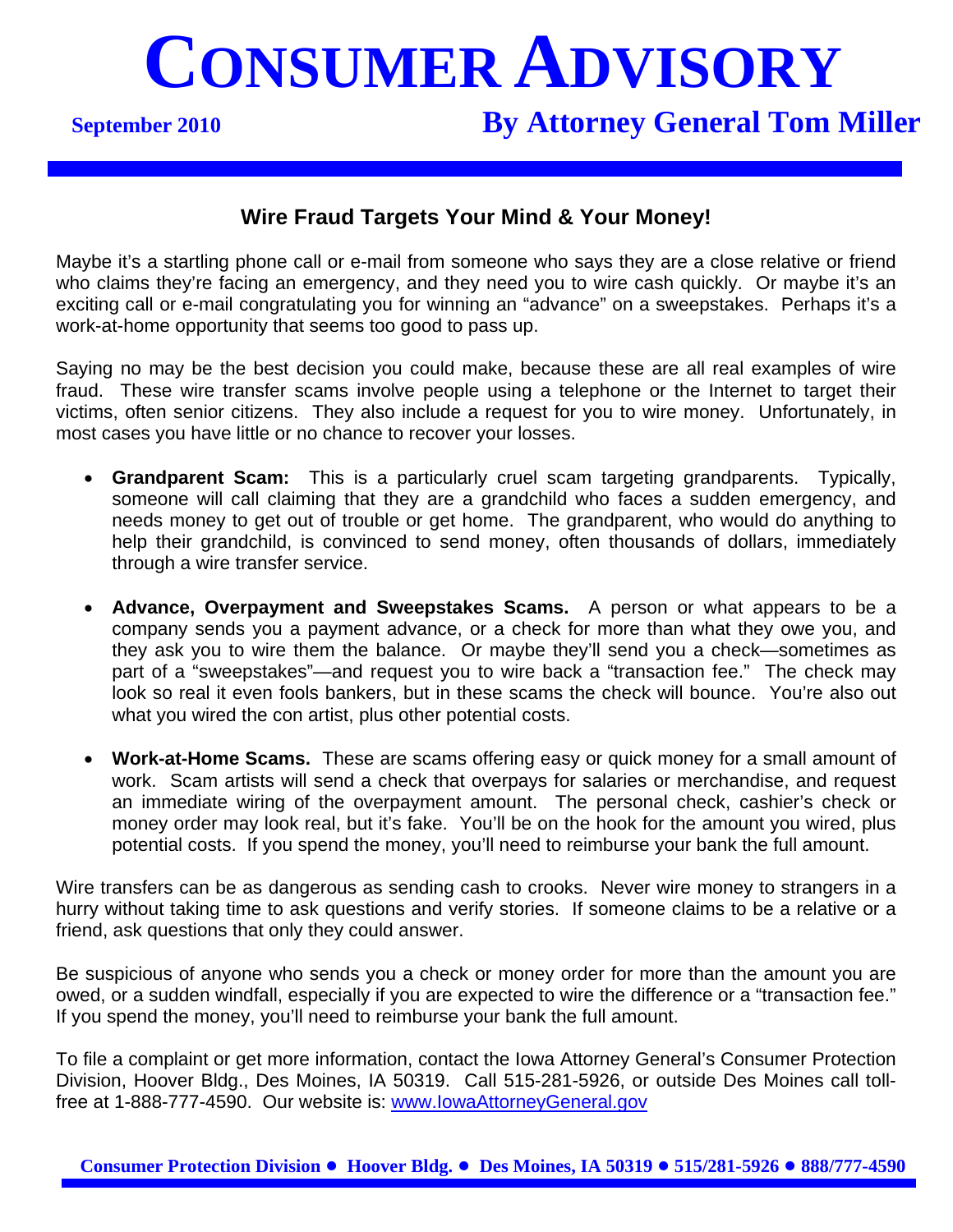# Consumer Advisory

**September 2010**

## By Attorney General Tom Miller

### Wire Fraud Targets Your Mind & Your Money!

Maybe it's a startling phone call or e-mail from someone who says they are a close relative or friend who claims they're facing an emergency, and they need you to wire cash quickly. Or maybe it's an exciting call or e-mail congratulating you for winning an "advance" on a sweepstakes. Perhaps it's a work-at-home opportunity that seems too good to pass up.

Saying no may be the best decision you could make, because these are all real examples of wire fraud. These wire transfer scams involve people using a telephone or the Internet to target their victims, often senior citizens. They also include a request for you to wire money. Unfortunately, in most cases you have little or no chance to recover your losses.

- **Grandparent Scam:** This is a particularly cruel scam targeting grandparents. Typically, someone will call claiming that they are a grandchild who faces a sudden emergency, and needs money to get out of trouble or get home. The grandparent, who would do anything to help their grandchild, is convinced to send money, often thousands of dollars, immediately through a wire transfer service.

- **Advance, Overpayment and Sweepstakes Scams.** A person or what appears to be a company sends you a payment advance, or a check for more than what they owe you, and they ask you to wire them the balance. Or maybe they'll send you a check—sometimes as part of a "sweepstakes"—and request you to wire back a "transaction fee." The check may look so real it even fools bankers, but in these scams the check will bounce. You're also out what you wired the con artist, plus other potential costs.

- **Work-at-Home Scams.** These are scams offering easy or quick money for a small amount of work. Scam artists will send a check that overpays for salaries or merchandise, and request an immediate wiring of the overpayment amount. The personal check, cashier's check or money order may look real, but it's fake. You'll be on the hook for the amount you wired, plus potential costs. If you spend the money, you'll need to reimburse your bank the full amount.

Wire transfers can be as dangerous as sending cash to crooks. Never wire money to strangers in a hurry without taking time to ask questions and verify stories. If someone claims to be a relative or a friend, ask questions that only they could answer.

Be suspicious of anyone who sends you a check or money order for more than the amount you are owed, or a sudden windfall, especially if you are expected to wire the difference or a "transaction fee." If you spend the money, you'll need to reimburse your bank the full amount.

To file a complaint or get more information, contact the Iowa Attorney General's Consumer Protection Division, Hoover Bldg., Des Moines, IA 50319. Call 515-281-5926, or outside Des Moines call toll-free at 1-888-777-4590. Our website is: [www.IowaAttorneyGeneral.gov](http://www.IowaAttorneyGeneral.gov)

**Consumer Protection Division ● Hoover Bldg. ● Des Moines, IA 50319 ● 515/281-5926 ● 888/777-4590**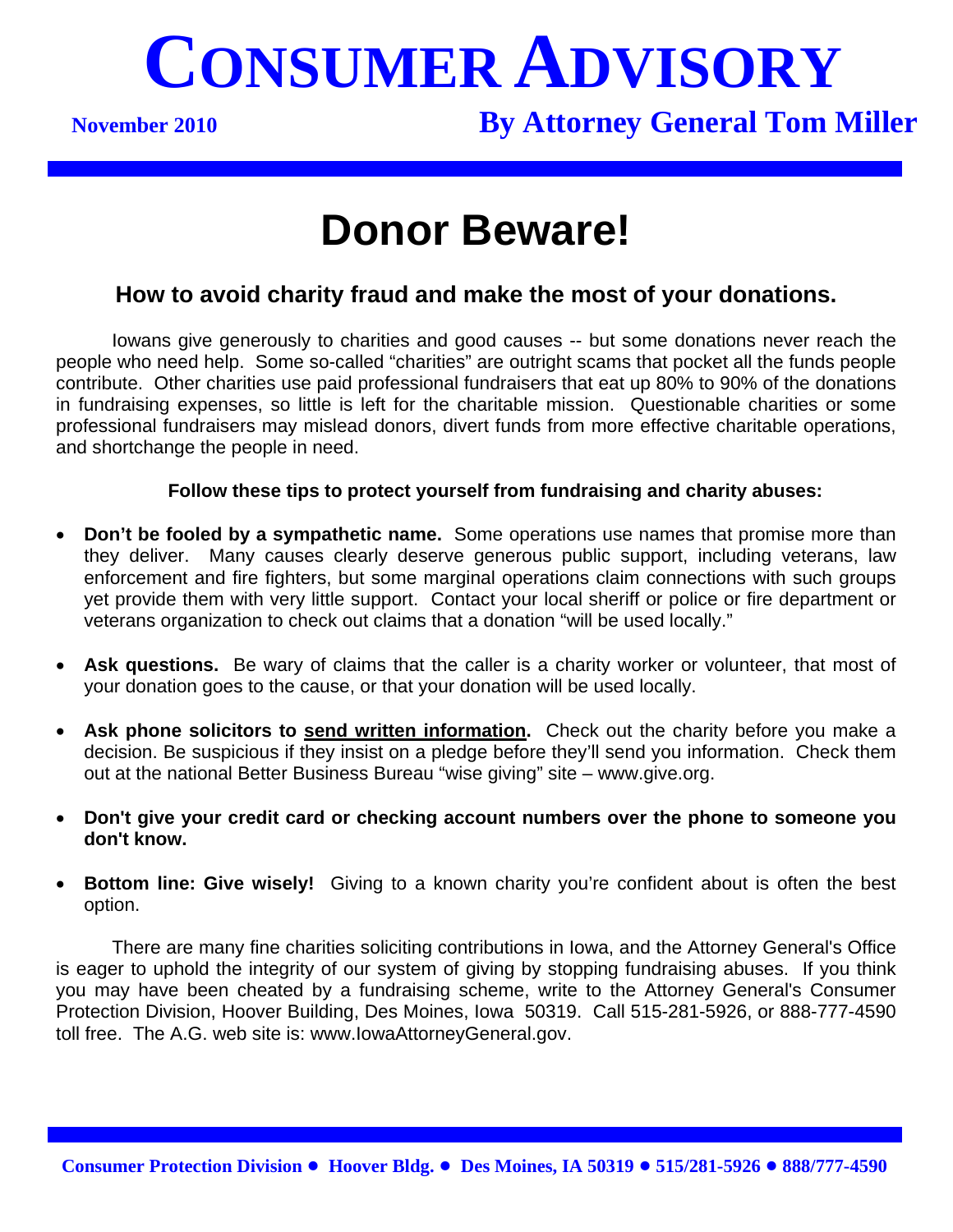# CONSUMER ADVISORY

**November 2010** **By Attorney General Tom Miller**

## Donor Beware!

### How to avoid charity fraud and make the most of your donations.

Iowans give generously to charities and good causes -- but some donations never reach the people who need help. Some so-called "charities" are outright scams that pocket all the funds people contribute. Other charities use paid professional fundraisers that eat up 80% to 90% of the donations in fundraising expenses, so little is left for the charitable mission. Questionable charities or some professional fundraisers may mislead donors, divert funds from more effective charitable operations, and shortchange the people in need.

**Follow these tips to protect yourself from fundraising and charity abuses:**

- **Don't be fooled by a sympathetic name.** Some operations use names that promise more than they deliver. Many causes clearly deserve generous public support, including veterans, law enforcement and fire fighters, but some marginal operations claim connections with such groups yet provide them with very little support. Contact your local sheriff or police or fire department or veterans organization to check out claims that a donation "will be used locally."

- **Ask questions.** Be wary of claims that the caller is a charity worker or volunteer, that most of your donation goes to the cause, or that your donation will be used locally.

- **Ask phone solicitors to send written information.** Check out the charity before you make a decision. Be suspicious if they insist on a pledge before they'll send you information. Check them out at the national Better Business Bureau "wise giving" site – www.give.org.

- **Don't give your credit card or checking account numbers over the phone to someone you don't know.**

- **Bottom line: Give wisely!** Giving to a known charity you're confident about is often the best option.

There are many fine charities soliciting contributions in Iowa, and the Attorney General's Office is eager to uphold the integrity of our system of giving by stopping fundraising abuses. If you think you may have been cheated by a fundraising scheme, write to the Attorney General's Consumer Protection Division, Hoover Building, Des Moines, Iowa 50319. Call 515-281-5926, or 888-777-4590 toll free. The A.G. web site is: www.IowaAttorneyGeneral.gov.

Consumer Protection Division • Hoover Bldg. • Des Moines, IA 50319 • 515/281-5926 • 888/777-4590